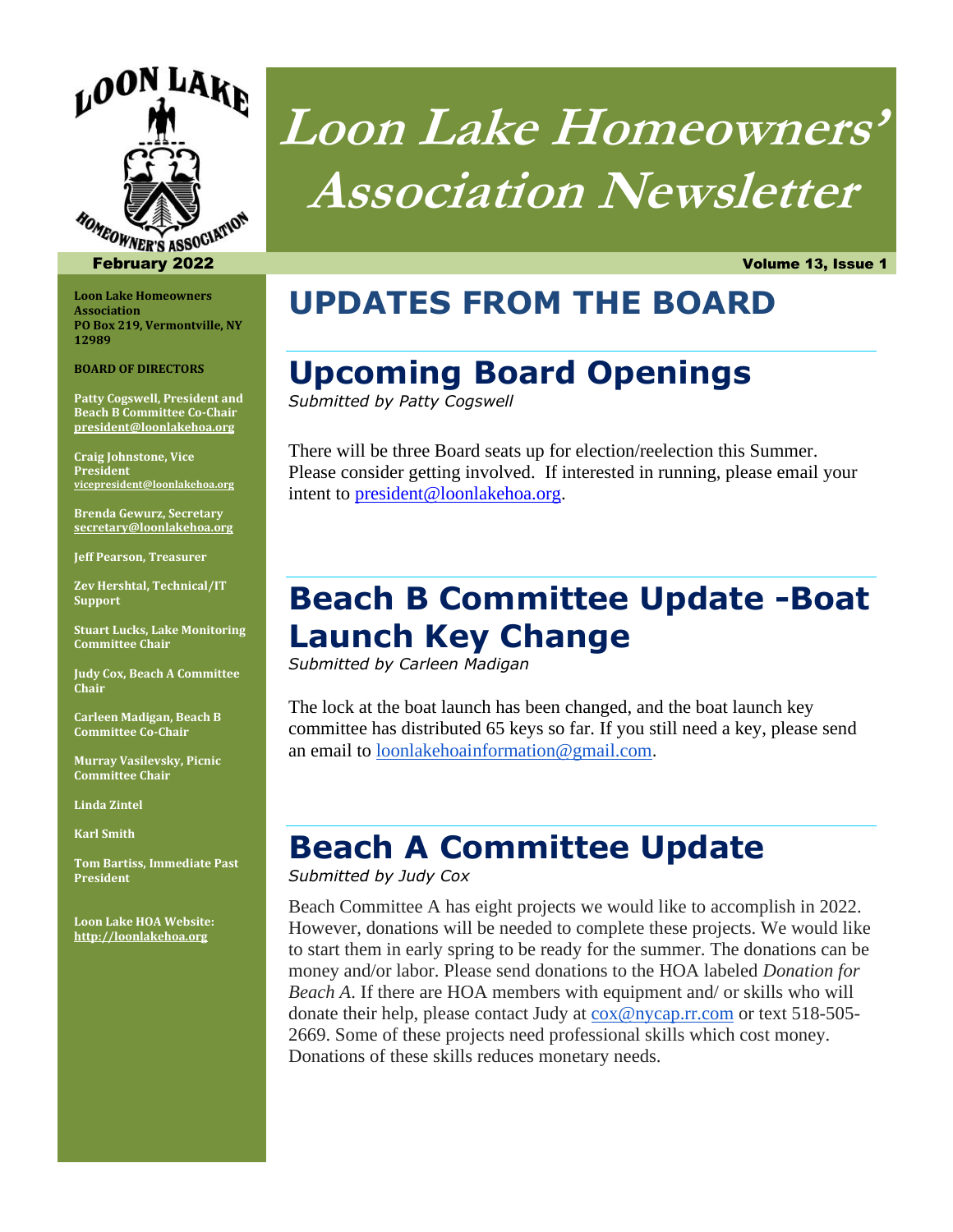# Loon Lake Homeowners' Association Newsletter

February 2022 — Volume 13, Issue 1

**Loon Lake Homeowners Association**
**PO Box 219, Vermontville, NY 12989**

**BOARD OF DIRECTORS**

**Patty Cogswell, President and Beach B Committee Co-Chair**
**president@loonlakehoa.org**

**Craig Johnstone, Vice President**
**vicepresident@loonlakehoa.org**

**Brenda Gewurz, Secretary**
**secretary@loonlakehoa.org**

**Jeff Pearson, Treasurer**

**Zev Hershtal, Technical/IT Support**

**Stuart Lucks, Lake Monitoring Committee Chair**

**Judy Cox, Beach A Committee Chair**

**Carleen Madigan, Beach B Committee Co-Chair**

**Murray Vasilevsky, Picnic Committee Chair**

**Linda Zintel**

**Karl Smith**

**Tom Bartiss, Immediate Past President**

**Loon Lake HOA Website:**
**http://loonlakehoa.org**

## UPDATES FROM THE BOARD

## Upcoming Board Openings

*Submitted by Patty Cogswell*

There will be three Board seats up for election/reelection this Summer. Please consider getting involved. If interested in running, please email your intent to president@loonlakehoa.org.

## Beach B Committee Update -Boat Launch Key Change

*Submitted by Carleen Madigan*

The lock at the boat launch has been changed, and the boat launch key committee has distributed 65 keys so far. If you still need a key, please send an email to loonlakehoainformation@gmail.com.

## Beach A Committee Update

*Submitted by Judy Cox*

Beach Committee A has eight projects we would like to accomplish in 2022. However, donations will be needed to complete these projects. We would like to start them in early spring to be ready for the summer. The donations can be money and/or labor. Please send donations to the HOA labeled *Donation for Beach A*. If there are HOA members with equipment and/ or skills who will donate their help, please contact Judy at cox@nycap.rr.com or text 518-505-2669. Some of these projects need professional skills which cost money. Donations of these skills reduces monetary needs.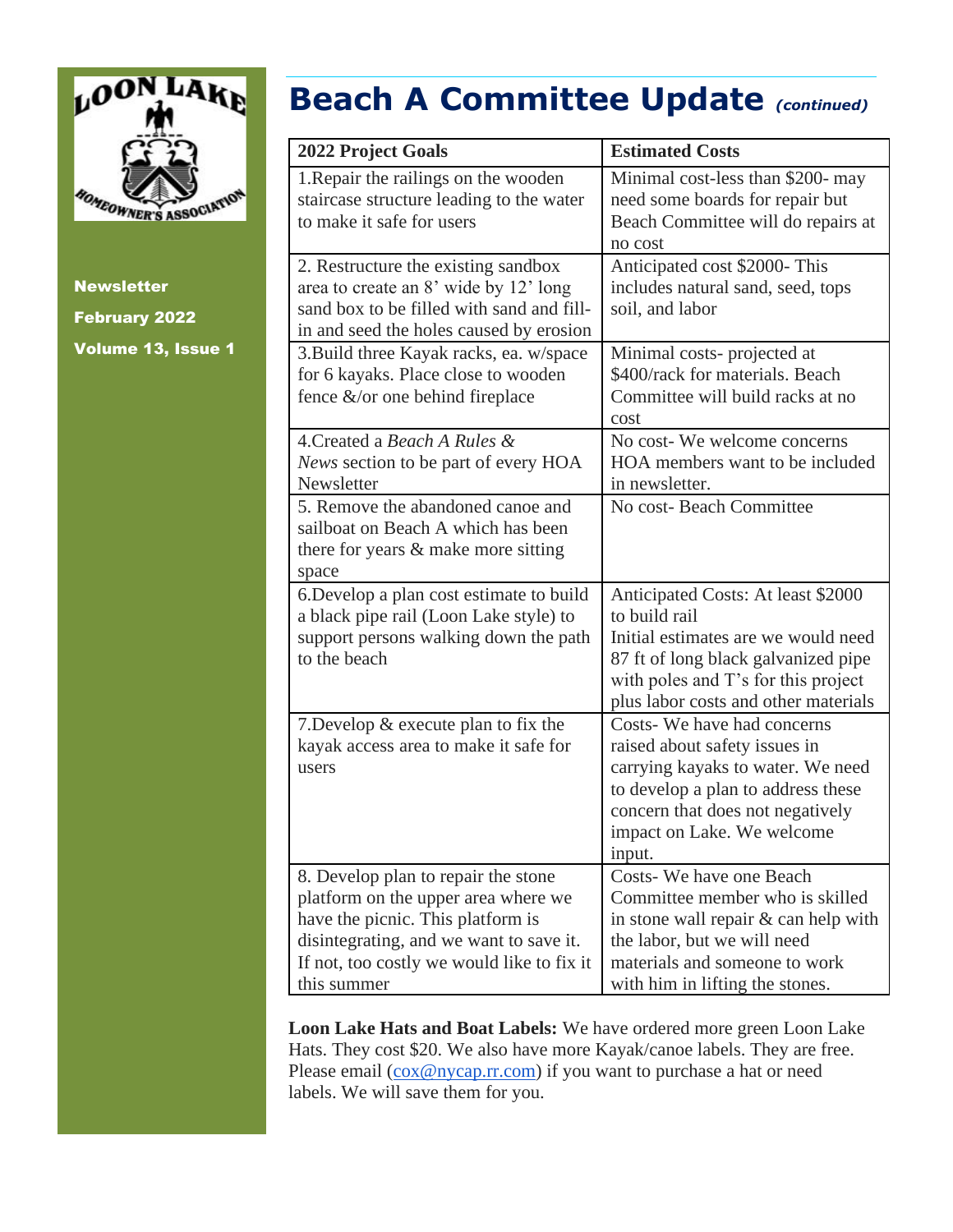# Beach A Committee Update *(continued)*

| 2022 Project Goals | Estimated Costs |
|---|---|
| 1.Repair the railings on the wooden staircase structure leading to the water to make it safe for users | Minimal cost-less than $200- may need some boards for repair but Beach Committee will do repairs at no cost |
| 2. Restructure the existing sandbox area to create an 8' wide by 12' long sand box to be filled with sand and fill-in and seed the holes caused by erosion | Anticipated cost $2000- This includes natural sand, seed, tops soil, and labor |
| 3.Build three Kayak racks, ea. w/space for 6 kayaks. Place close to wooden fence &/or one behind fireplace | Minimal costs- projected at $400/rack for materials. Beach Committee will build racks at no cost |
| 4.Created a *Beach A Rules & News* section to be part of every HOA Newsletter | No cost- We welcome concerns HOA members want to be included in newsletter. |
| 5. Remove the abandoned canoe and sailboat on Beach A which has been there for years & make more sitting space | No cost- Beach Committee |
| 6.Develop a plan cost estimate to build a black pipe rail (Loon Lake style) to support persons walking down the path to the beach | Anticipated Costs: At least $2000 to build rail<br>Initial estimates are we would need 87 ft of long black galvanized pipe with poles and T's for this project plus labor costs and other materials |
| 7.Develop & execute plan to fix the kayak access area to make it safe for users | Costs- We have had concerns raised about safety issues in carrying kayaks to water. We need to develop a plan to address these concern that does not negatively impact on Lake. We welcome input. |
| 8. Develop plan to repair the stone platform on the upper area where we have the picnic. This platform is disintegrating, and we want to save it. If not, too costly we would like to fix it this summer | Costs- We have one Beach Committee member who is skilled in stone wall repair & can help with the labor, but we will need materials and someone to work with him in lifting the stones. |

**Loon Lake Hats and Boat Labels:** We have ordered more green Loon Lake Hats. They cost $20. We also have more Kayak/canoe labels. They are free. Please email (cox@nycap.rr.com) if you want to purchase a hat or need labels. We will save them for you.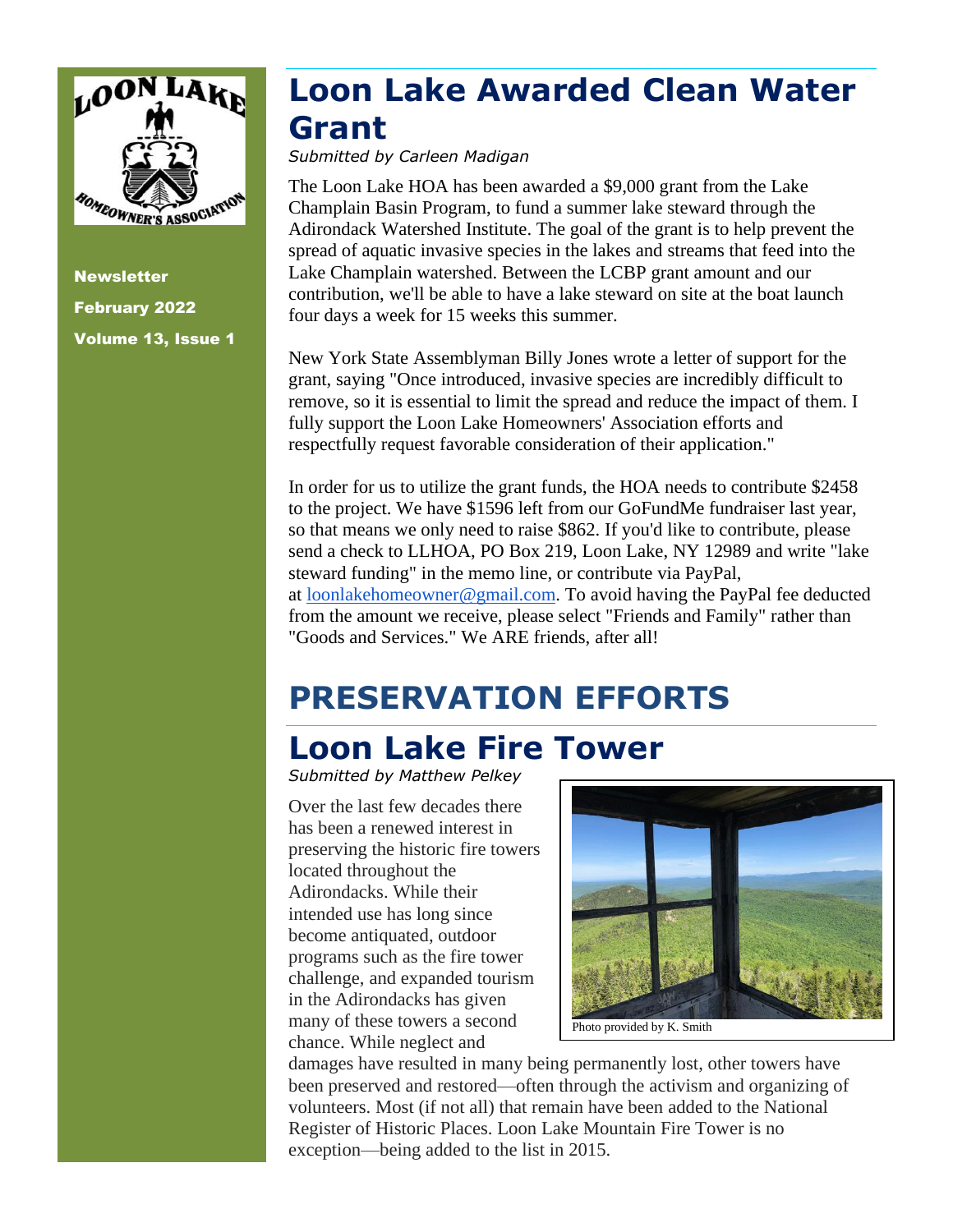Newsletter

February 2022

Volume 13, Issue 1

# Loon Lake Awarded Clean Water Grant

*Submitted by Carleen Madigan*

The Loon Lake HOA has been awarded a $9,000 grant from the Lake Champlain Basin Program, to fund a summer lake steward through the Adirondack Watershed Institute. The goal of the grant is to help prevent the spread of aquatic invasive species in the lakes and streams that feed into the Lake Champlain watershed. Between the LCBP grant amount and our contribution, we'll be able to have a lake steward on site at the boat launch four days a week for 15 weeks this summer.

New York State Assemblyman Billy Jones wrote a letter of support for the grant, saying "Once introduced, invasive species are incredibly difficult to remove, so it is essential to limit the spread and reduce the impact of them. I fully support the Loon Lake Homeowners' Association efforts and respectfully request favorable consideration of their application."

In order for us to utilize the grant funds, the HOA needs to contribute $2458 to the project. We have $1596 left from our GoFundMe fundraiser last year, so that means we only need to raise $862. If you'd like to contribute, please send a check to LLHOA, PO Box 219, Loon Lake, NY 12989 and write "lake steward funding" in the memo line, or contribute via PayPal, at loonlakehomeowner@gmail.com. To avoid having the PayPal fee deducted from the amount we receive, please select "Friends and Family" rather than "Goods and Services." We ARE friends, after all!

# PRESERVATION EFFORTS

## Loon Lake Fire Tower

*Submitted by Matthew Pelkey*

Photo provided by K. Smith

Over the last few decades there has been a renewed interest in preserving the historic fire towers located throughout the Adirondacks. While their intended use has long since become antiquated, outdoor programs such as the fire tower challenge, and expanded tourism in the Adirondacks has given many of these towers a second chance. While neglect and damages have resulted in many being permanently lost, other towers have been preserved and restored—often through the activism and organizing of volunteers. Most (if not all) that remain have been added to the National Register of Historic Places. Loon Lake Mountain Fire Tower is no exception—being added to the list in 2015.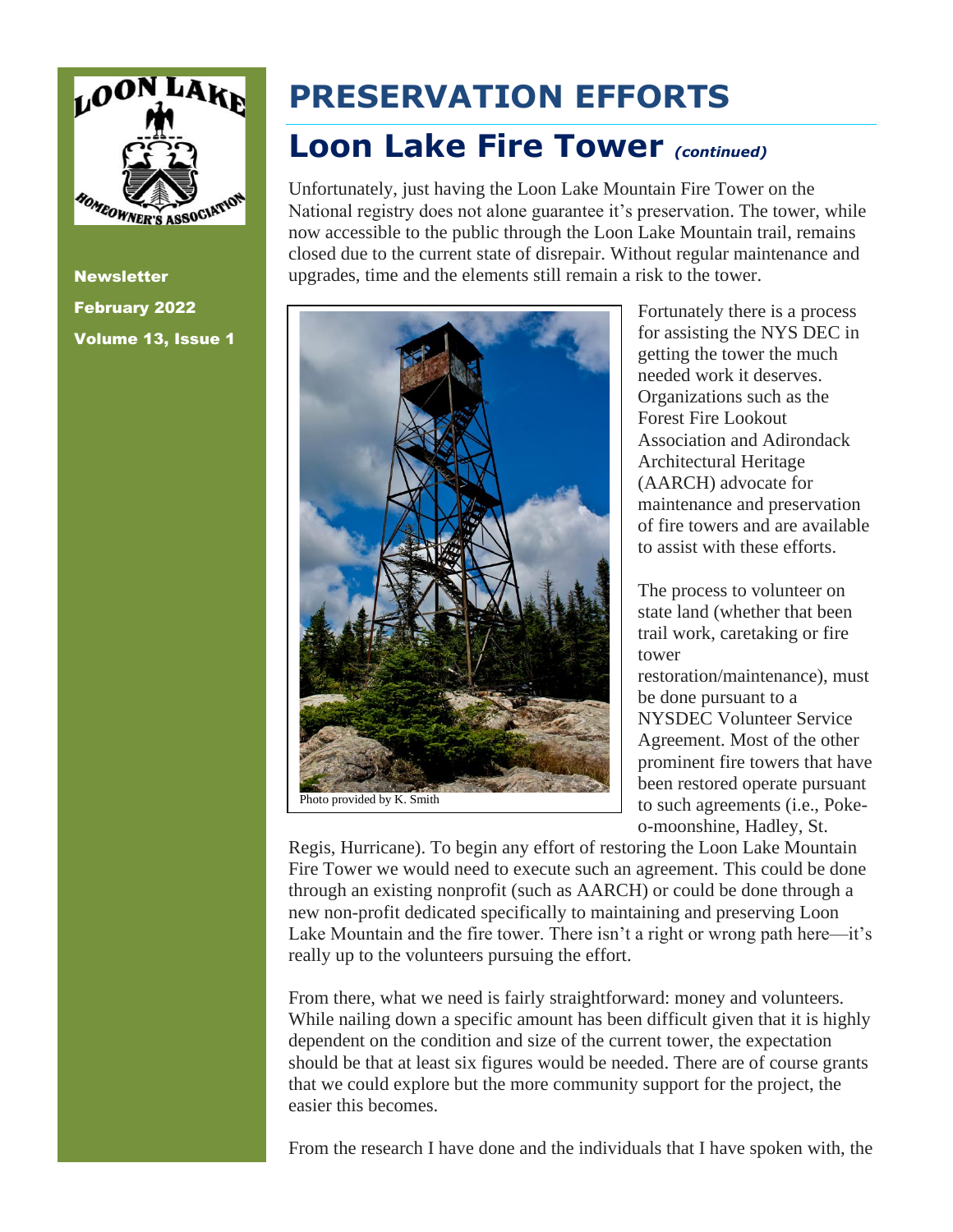# PRESERVATION EFFORTS

## Loon Lake Fire Tower *(continued)*

Unfortunately, just having the Loon Lake Mountain Fire Tower on the National registry does not alone guarantee it's preservation. The tower, while now accessible to the public through the Loon Lake Mountain trail, remains closed due to the current state of disrepair. Without regular maintenance and upgrades, time and the elements still remain a risk to the tower.

Photo provided by K. Smith

Fortunately there is a process for assisting the NYS DEC in getting the tower the much needed work it deserves. Organizations such as the Forest Fire Lookout Association and Adirondack Architectural Heritage (AARCH) advocate for maintenance and preservation of fire towers and are available to assist with these efforts.

The process to volunteer on state land (whether that been trail work, caretaking or fire tower restoration/maintenance), must be done pursuant to a NYSDEC Volunteer Service Agreement. Most of the other prominent fire towers that have been restored operate pursuant to such agreements (i.e., Poke-o-moonshine, Hadley, St. Regis, Hurricane). To begin any effort of restoring the Loon Lake Mountain Fire Tower we would need to execute such an agreement. This could be done through an existing nonprofit (such as AARCH) or could be done through a new non-profit dedicated specifically to maintaining and preserving Loon Lake Mountain and the fire tower. There isn't a right or wrong path here—it's really up to the volunteers pursuing the effort.

From there, what we need is fairly straightforward: money and volunteers. While nailing down a specific amount has been difficult given that it is highly dependent on the condition and size of the current tower, the expectation should be that at least six figures would be needed. There are of course grants that we could explore but the more community support for the project, the easier this becomes.

From the research I have done and the individuals that I have spoken with, the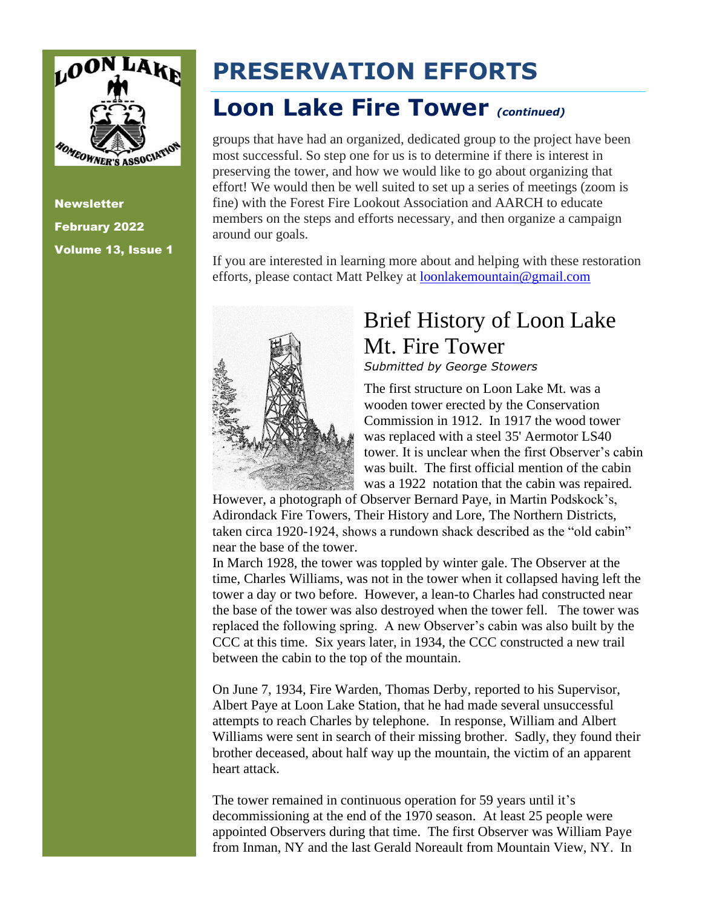Newsletter

February 2022

Volume 13, Issue 1

# PRESERVATION EFFORTS

## Loon Lake Fire Tower *(continued)*

groups that have had an organized, dedicated group to the project have been most successful. So step one for us is to determine if there is interest in preserving the tower, and how we would like to go about organizing that effort! We would then be well suited to set up a series of meetings (zoom is fine) with the Forest Fire Lookout Association and AARCH to educate members on the steps and efforts necessary, and then organize a campaign around our goals.

If you are interested in learning more about and helping with these restoration efforts, please contact Matt Pelkey at loonlakemountain@gmail.com

## Brief History of Loon Lake Mt. Fire Tower

*Submitted by George Stowers*

The first structure on Loon Lake Mt. was a wooden tower erected by the Conservation Commission in 1912. In 1917 the wood tower was replaced with a steel 35' Aermotor LS40 tower. It is unclear when the first Observer's cabin was built. The first official mention of the cabin was a 1922 notation that the cabin was repaired. However, a photograph of Observer Bernard Paye, in Martin Podskock's, Adirondack Fire Towers, Their History and Lore, The Northern Districts, taken circa 1920-1924, shows a rundown shack described as the "old cabin" near the base of the tower.

In March 1928, the tower was toppled by winter gale. The Observer at the time, Charles Williams, was not in the tower when it collapsed having left the tower a day or two before. However, a lean-to Charles had constructed near the base of the tower was also destroyed when the tower fell. The tower was replaced the following spring. A new Observer's cabin was also built by the CCC at this time. Six years later, in 1934, the CCC constructed a new trail between the cabin to the top of the mountain.

On June 7, 1934, Fire Warden, Thomas Derby, reported to his Supervisor, Albert Paye at Loon Lake Station, that he had made several unsuccessful attempts to reach Charles by telephone. In response, William and Albert Williams were sent in search of their missing brother. Sadly, they found their brother deceased, about half way up the mountain, the victim of an apparent heart attack.

The tower remained in continuous operation for 59 years until it's decommissioning at the end of the 1970 season. At least 25 people were appointed Observers during that time. The first Observer was William Paye from Inman, NY and the last Gerald Noreault from Mountain View, NY. In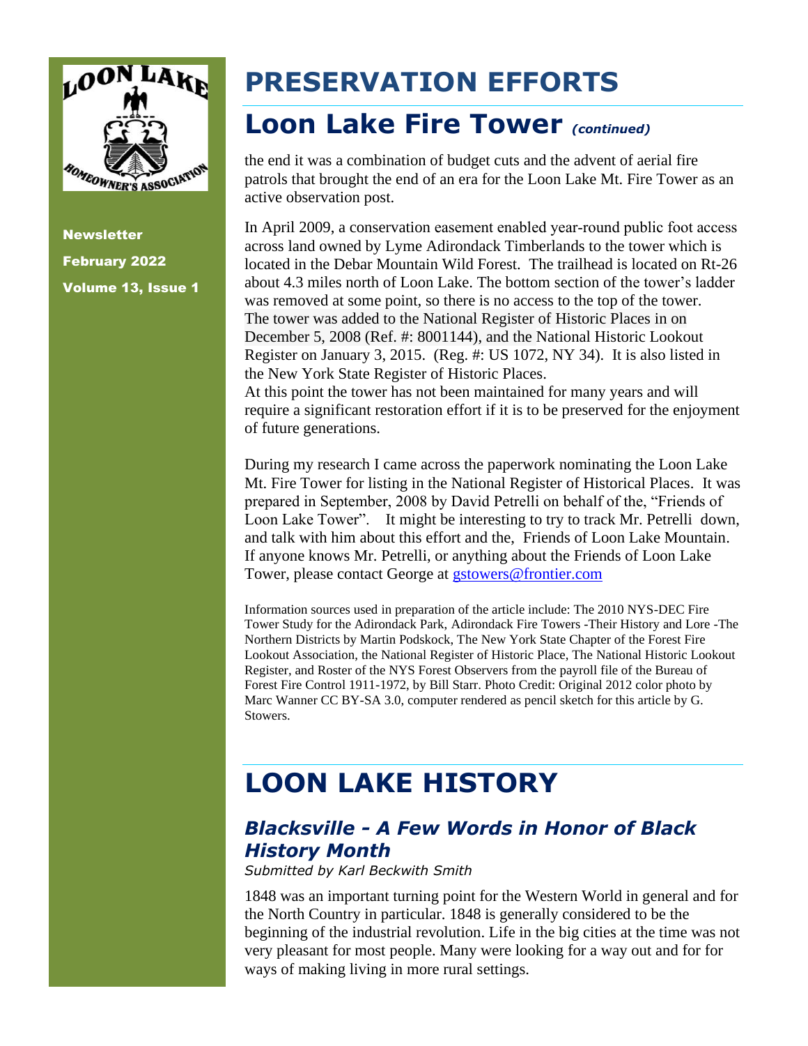Newsletter

February 2022

Volume 13, Issue 1

# PRESERVATION EFFORTS

## Loon Lake Fire Tower *(continued)*

the end it was a combination of budget cuts and the advent of aerial fire patrols that brought the end of an era for the Loon Lake Mt. Fire Tower as an active observation post.

In April 2009, a conservation easement enabled year-round public foot access across land owned by Lyme Adirondack Timberlands to the tower which is located in the Debar Mountain Wild Forest. The trailhead is located on Rt-26 about 4.3 miles north of Loon Lake. The bottom section of the tower's ladder was removed at some point, so there is no access to the top of the tower. The tower was added to the National Register of Historic Places in on December 5, 2008 (Ref. #: 8001144), and the National Historic Lookout Register on January 3, 2015. (Reg. #: US 1072, NY 34). It is also listed in the New York State Register of Historic Places.
At this point the tower has not been maintained for many years and will require a significant restoration effort if it is to be preserved for the enjoyment of future generations.

During my research I came across the paperwork nominating the Loon Lake Mt. Fire Tower for listing in the National Register of Historical Places. It was prepared in September, 2008 by David Petrelli on behalf of the, "Friends of Loon Lake Tower". It might be interesting to try to track Mr. Petrelli down, and talk with him about this effort and the, Friends of Loon Lake Mountain. If anyone knows Mr. Petrelli, or anything about the Friends of Loon Lake Tower, please contact George at gstowers@frontier.com

Information sources used in preparation of the article include: The 2010 NYS-DEC Fire Tower Study for the Adirondack Park, Adirondack Fire Towers -Their History and Lore -The Northern Districts by Martin Podskock, The New York State Chapter of the Forest Fire Lookout Association, the National Register of Historic Place, The National Historic Lookout Register, and Roster of the NYS Forest Observers from the payroll file of the Bureau of Forest Fire Control 1911-1972, by Bill Starr. Photo Credit: Original 2012 color photo by Marc Wanner CC BY-SA 3.0, computer rendered as pencil sketch for this article by G. Stowers.

# LOON LAKE HISTORY

### *Blacksville - A Few Words in Honor of Black History Month*

*Submitted by Karl Beckwith Smith*

1848 was an important turning point for the Western World in general and for the North Country in particular. 1848 is generally considered to be the beginning of the industrial revolution. Life in the big cities at the time was not very pleasant for most people. Many were looking for a way out and for for ways of making living in more rural settings.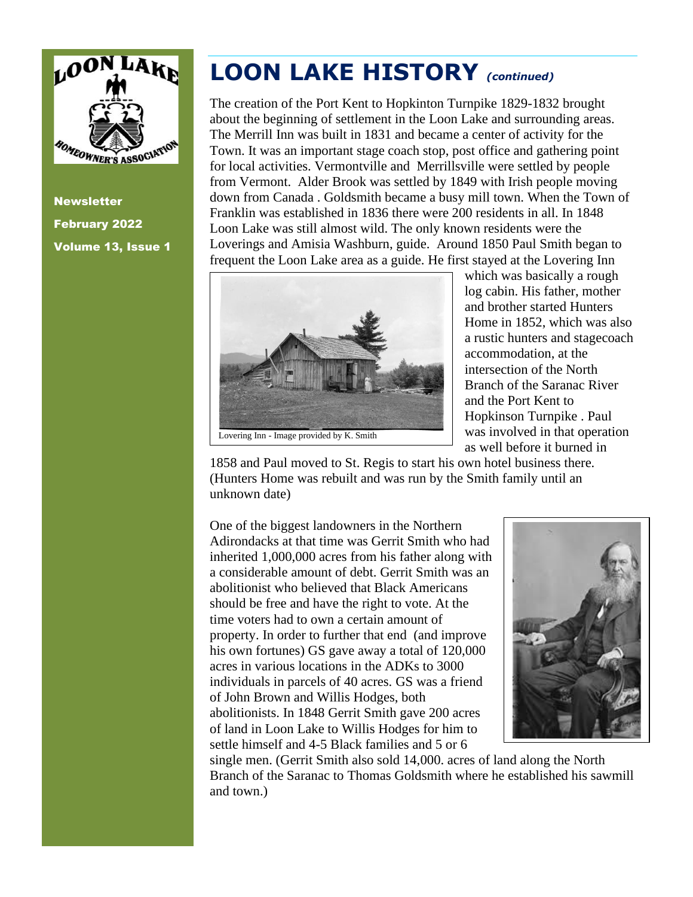# LOON LAKE HISTORY *(continued)*

The creation of the Port Kent to Hopkinton Turnpike 1829-1832 brought about the beginning of settlement in the Loon Lake and surrounding areas. The Merrill Inn was built in 1831 and became a center of activity for the Town. It was an important stage coach stop, post office and gathering point for local activities. Vermontville and Merrillsville were settled by people from Vermont. Alder Brook was settled by 1849 with Irish people moving down from Canada . Goldsmith became a busy mill town. When the Town of Franklin was established in 1836 there were 200 residents in all. In 1848 Loon Lake was still almost wild. The only known residents were the Loverings and Amisia Washburn, guide. Around 1850 Paul Smith began to frequent the Loon Lake area as a guide. He first stayed at the Lovering Inn which was basically a rough log cabin. His father, mother and brother started Hunters Home in 1852, which was also a rustic hunters and stagecoach accommodation, at the intersection of the North Branch of the Saranac River and the Port Kent to Hopkinson Turnpike . Paul was involved in that operation as well before it burned in 1858 and Paul moved to St. Regis to start his own hotel business there. (Hunters Home was rebuilt and was run by the Smith family until an unknown date)

Lovering Inn - Image provided by K. Smith

One of the biggest landowners in the Northern Adirondacks at that time was Gerrit Smith who had inherited 1,000,000 acres from his father along with a considerable amount of debt. Gerrit Smith was an abolitionist who believed that Black Americans should be free and have the right to vote. At the time voters had to own a certain amount of property. In order to further that end (and improve his own fortunes) GS gave away a total of 120,000 acres in various locations in the ADKs to 3000 individuals in parcels of 40 acres. GS was a friend of John Brown and Willis Hodges, both abolitionists. In 1848 Gerrit Smith gave 200 acres of land in Loon Lake to Willis Hodges for him to settle himself and 4-5 Black families and 5 or 6 single men. (Gerrit Smith also sold 14,000. acres of land along the North Branch of the Saranac to Thomas Goldsmith where he established his sawmill and town.)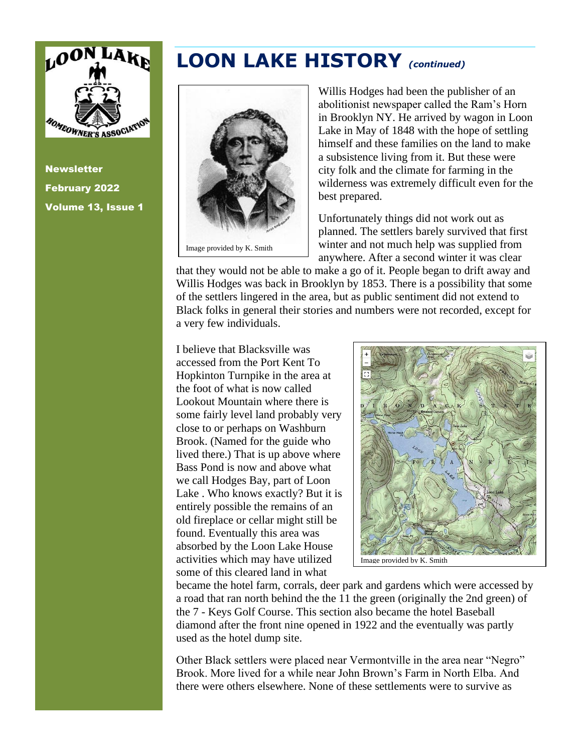# LOON LAKE HISTORY *(continued)*

Image provided by K. Smith

Willis Hodges had been the publisher of an abolitionist newspaper called the Ram's Horn in Brooklyn NY. He arrived by wagon in Loon Lake in May of 1848 with the hope of settling himself and these families on the land to make a subsistence living from it. But these were city folk and the climate for farming in the wilderness was extremely difficult even for the best prepared.

Unfortunately things did not work out as planned. The settlers barely survived that first winter and not much help was supplied from anywhere. After a second winter it was clear that they would not be able to make a go of it. People began to drift away and Willis Hodges was back in Brooklyn by 1853. There is a possibility that some of the settlers lingered in the area, but as public sentiment did not extend to Black folks in general their stories and numbers were not recorded, except for a very few individuals.

I believe that Blacksville was accessed from the Port Kent To Hopkinton Turnpike in the area at the foot of what is now called Lookout Mountain where there is some fairly level land probably very close to or perhaps on Washburn Brook. (Named for the guide who lived there.) That is up above where Bass Pond is now and above what we call Hodges Bay, part of Loon Lake . Who knows exactly? But it is entirely possible the remains of an old fireplace or cellar might still be found. Eventually this area was absorbed by the Loon Lake House activities which may have utilized some of this cleared land in what became the hotel farm, corrals, deer park and gardens which were accessed by a road that ran north behind the the 11 the green (originally the 2nd green) of the 7 - Keys Golf Course. This section also became the hotel Baseball diamond after the front nine opened in 1922 and the eventually was partly used as the hotel dump site.

Image provided by K. Smith

Other Black settlers were placed near Vermontville in the area near "Negro" Brook. More lived for a while near John Brown's Farm in North Elba. And there were others elsewhere. None of these settlements were to survive as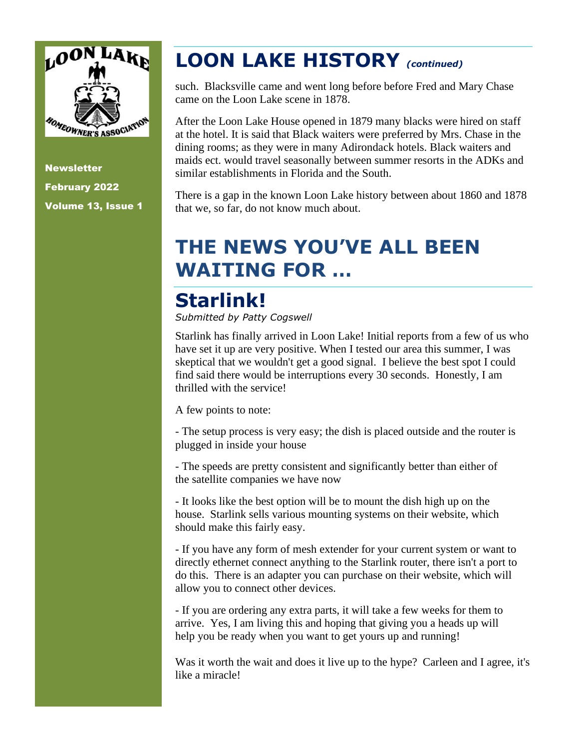# LOON LAKE HISTORY *(continued)*

such. Blacksville came and went long before before Fred and Mary Chase came on the Loon Lake scene in 1878.

After the Loon Lake House opened in 1879 many blacks were hired on staff at the hotel. It is said that Black waiters were preferred by Mrs. Chase in the dining rooms; as they were in many Adirondack hotels. Black waiters and maids ect. would travel seasonally between summer resorts in the ADKs and similar establishments in Florida and the South.

There is a gap in the known Loon Lake history between about 1860 and 1878 that we, so far, do not know much about.

# THE NEWS YOU'VE ALL BEEN WAITING FOR …

## Starlink!

*Submitted by Patty Cogswell*

Starlink has finally arrived in Loon Lake! Initial reports from a few of us who have set it up are very positive. When I tested our area this summer, I was skeptical that we wouldn't get a good signal. I believe the best spot I could find said there would be interruptions every 30 seconds. Honestly, I am thrilled with the service!

A few points to note:

- The setup process is very easy; the dish is placed outside and the router is plugged in inside your house

- The speeds are pretty consistent and significantly better than either of the satellite companies we have now

- It looks like the best option will be to mount the dish high up on the house. Starlink sells various mounting systems on their website, which should make this fairly easy.

- If you have any form of mesh extender for your current system or want to directly ethernet connect anything to the Starlink router, there isn't a port to do this. There is an adapter you can purchase on their website, which will allow you to connect other devices.

- If you are ordering any extra parts, it will take a few weeks for them to arrive. Yes, I am living this and hoping that giving you a heads up will help you be ready when you want to get yours up and running!

Was it worth the wait and does it live up to the hype? Carleen and I agree, it's like a miracle!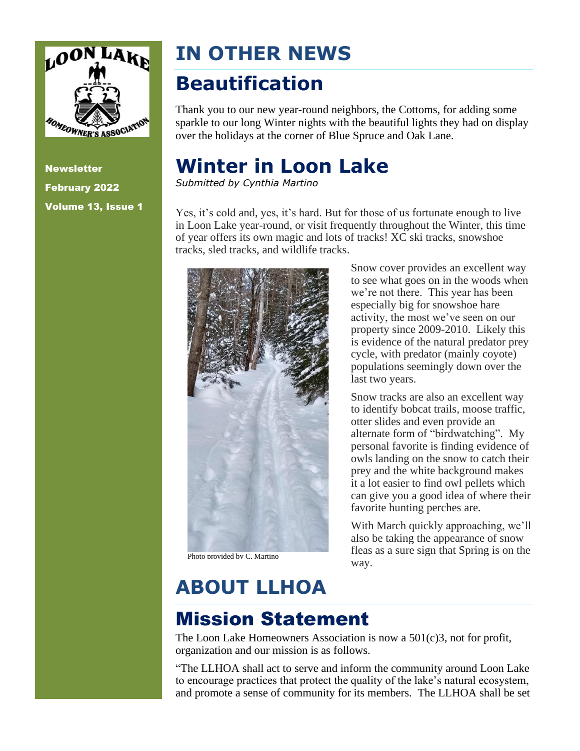Newsletter

February 2022

Volume 13, Issue 1

# IN OTHER NEWS

## Beautification

Thank you to our new year-round neighbors, the Cottoms, for adding some sparkle to our long Winter nights with the beautiful lights they had on display over the holidays at the corner of Blue Spruce and Oak Lane.

## Winter in Loon Lake

*Submitted by Cynthia Martino*

Yes, it's cold and, yes, it's hard. But for those of us fortunate enough to live in Loon Lake year-round, or visit frequently throughout the Winter, this time of year offers its own magic and lots of tracks! XC ski tracks, snowshoe tracks, sled tracks, and wildlife tracks.

Photo provided by C. Martino

Snow cover provides an excellent way to see what goes on in the woods when we're not there. This year has been especially big for snowshoe hare activity, the most we've seen on our property since 2009-2010. Likely this is evidence of the natural predator prey cycle, with predator (mainly coyote) populations seemingly down over the last two years.

Snow tracks are also an excellent way to identify bobcat trails, moose traffic, otter slides and even provide an alternate form of "birdwatching". My personal favorite is finding evidence of owls landing on the snow to catch their prey and the white background makes it a lot easier to find owl pellets which can give you a good idea of where their favorite hunting perches are.

With March quickly approaching, we'll also be taking the appearance of snow fleas as a sure sign that Spring is on the way.

# ABOUT LLHOA

## Mission Statement

The Loon Lake Homeowners Association is now a 501(c)3, not for profit, organization and our mission is as follows.

"The LLHOA shall act to serve and inform the community around Loon Lake to encourage practices that protect the quality of the lake's natural ecosystem, and promote a sense of community for its members. The LLHOA shall be set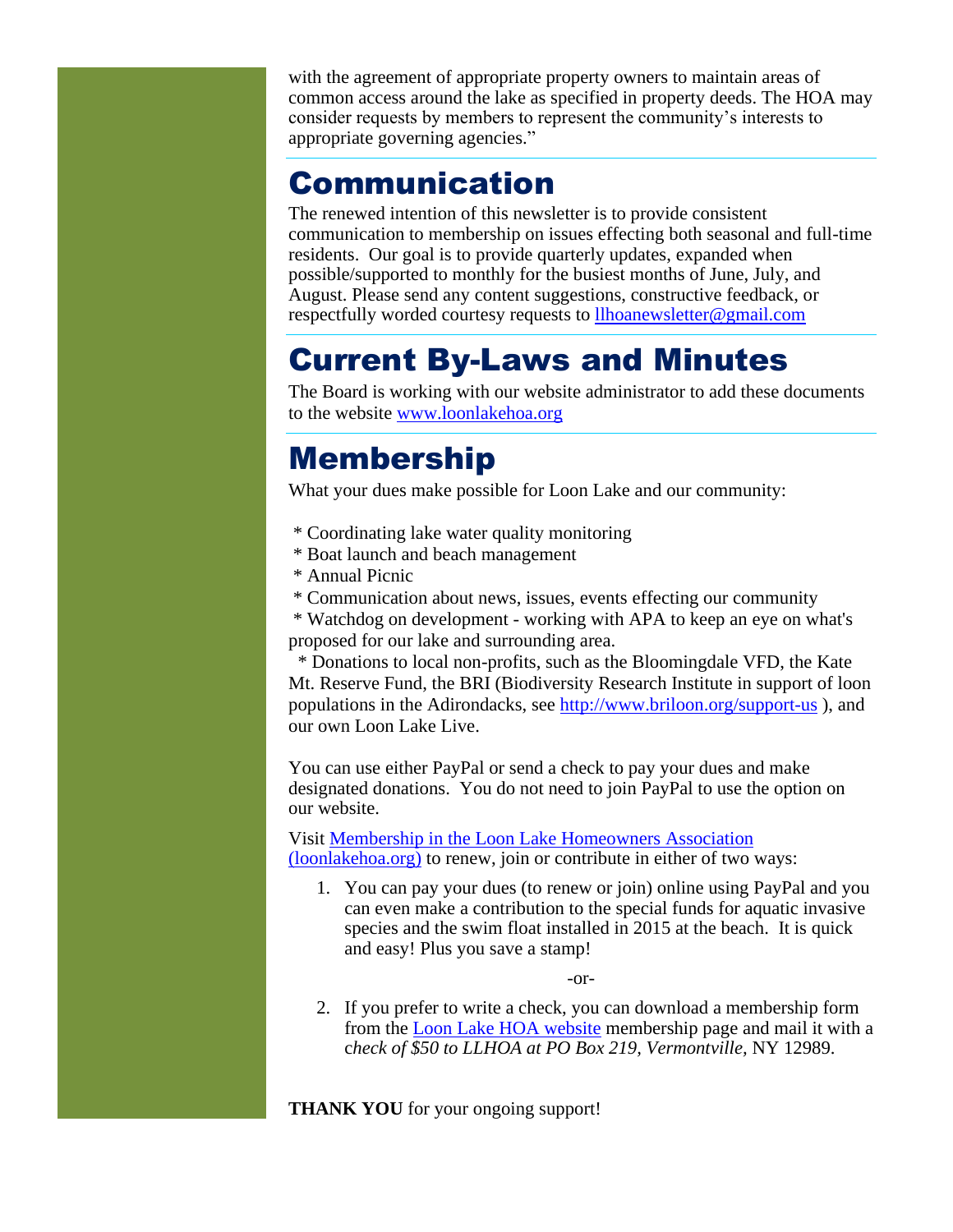with the agreement of appropriate property owners to maintain areas of common access around the lake as specified in property deeds. The HOA may consider requests by members to represent the community's interests to appropriate governing agencies."

## Communication

The renewed intention of this newsletter is to provide consistent communication to membership on issues effecting both seasonal and full-time residents. Our goal is to provide quarterly updates, expanded when possible/supported to monthly for the busiest months of June, July, and August. Please send any content suggestions, constructive feedback, or respectfully worded courtesy requests to [llhoanewsletter@gmail.com](mailto:llhoanewsletter@gmail.com)

## Current By-Laws and Minutes

The Board is working with our website administrator to add these documents to the website [www.loonlakehoa.org](http://www.loonlakehoa.org)

## Membership

What your dues make possible for Loon Lake and our community:

* Coordinating lake water quality monitoring
* Boat launch and beach management
* Annual Picnic
* Communication about news, issues, events effecting our community
* Watchdog on development - working with APA to keep an eye on what's proposed for our lake and surrounding area.
* Donations to local non-profits, such as the Bloomingdale VFD, the Kate Mt. Reserve Fund, the BRI (Biodiversity Research Institute in support of loon populations in the Adirondacks, see [http://www.briloon.org/support-us](http://www.briloon.org/support-us) ), and our own Loon Lake Live.

You can use either PayPal or send a check to pay your dues and make designated donations. You do not need to join PayPal to use the option on our website.

Visit [Membership in the Loon Lake Homeowners Association (loonlakehoa.org)](http://loonlakehoa.org) to renew, join or contribute in either of two ways:

1. You can pay your dues (to renew or join) online using PayPal and you can even make a contribution to the special funds for aquatic invasive species and the swim float installed in 2015 at the beach. It is quick and easy! Plus you save a stamp!

   -or-

2. If you prefer to write a check, you can download a membership form from the [Loon Lake HOA website](http://loonlakehoa.org) membership page and mail it with a c*heck of $50 to LLHOA at PO Box 219, Vermontville,* NY 12989.

**THANK YOU** for your ongoing support!